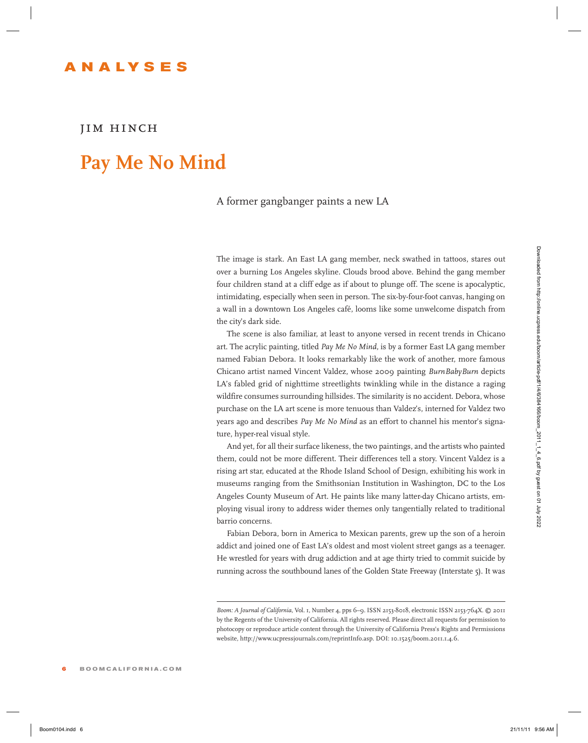# ANALYSES

JIM HINCH

## Pay Me No Mind

A former gangbanger paints a new LA

The image is stark. An East LA gang member, neck swathed in tattoos, stares out over a burning Los Angeles skyline. Clouds brood above. Behind the gang member four children stand at a cliff edge as if about to plunge off. The scene is apocalyptic, intimidating, especially when seen in person. The six-by-four-foot canvas, hanging on a wall in a downtown Los Angeles café, looms like some unwelcome dispatch from the city's dark side.

The scene is also familiar, at least to anyone versed in recent trends in Chicano art. The acrylic painting, titled *Pay Me No Mind,* is by a former East LA gang member named Fabian Debora. It looks remarkably like the work of another, more famous Chicano artist named Vincent Valdez, whose 2009 painting *BurnBabyBurn* depicts LA's fabled grid of nighttime streetlights twinkling while in the distance a raging wildfire consumes surrounding hillsides. The similarity is no accident. Debora, whose purchase on the LA art scene is more tenuous than Valdez's, interned for Valdez two years ago and describes *Pay Me No Mind* as an effort to channel his mentor's signature, hyper-real visual style.

And yet, for all their surface likeness, the two paintings, and the artists who painted them, could not be more different. Their differences tell a story. Vincent Valdez is a rising art star, educated at the Rhode Island School of Design, exhibiting his work in museums ranging from the Smithsonian Institution in Washington, DC to the Los Angeles County Museum of Art. He paints like many latter-day Chicano artists, employing visual irony to address wider themes only tangentially related to traditional barrio concerns.

Fabian Debora, born in America to Mexican parents, grew up the son of a heroin addict and joined one of East LA's oldest and most violent street gangs as a teenager. He wrestled for years with drug addiction and at age thirty tried to commit suicide by running across the southbound lanes of the Golden State Freeway (Interstate 5). It was

---

*Boom: A Journal of California,* Vol. 1, Number 4, pps 6–9. ISSN 2153-8018, electronic ISSN 2153-764X. © 2011 by the Regents of the University of California. All rights reserved. Please direct all requests for permission to photocopy or reproduce article content through the University of California Press's Rights and Permissions website, http://www.ucpressjournals.com/reprintInfo.asp. DOI: 10.1525/boom.2011.1.4.6.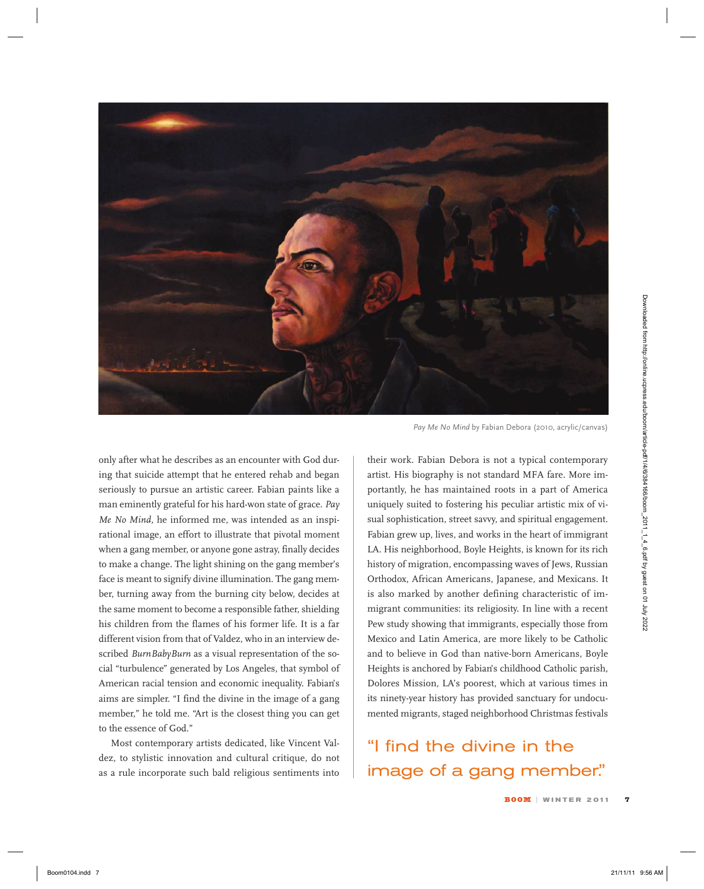*Pay Me No Mind* by Fabian Debora (2010, acrylic/canvas)

only after what he describes as an encounter with God during that suicide attempt that he entered rehab and began seriously to pursue an artistic career. Fabian paints like a man eminently grateful for his hard-won state of grace. *Pay Me No Mind,* he informed me, was intended as an inspirational image, an effort to illustrate that pivotal moment when a gang member, or anyone gone astray, finally decides to make a change. The light shining on the gang member's face is meant to signify divine illumination. The gang member, turning away from the burning city below, decides at the same moment to become a responsible father, shielding his children from the flames of his former life. It is a far different vision from that of Valdez, who in an interview described *BurnBabyBurn* as a visual representation of the social "turbulence" generated by Los Angeles, that symbol of American racial tension and economic inequality. Fabian's aims are simpler. "I find the divine in the image of a gang member," he told me. "Art is the closest thing you can get to the essence of God."

Most contemporary artists dedicated, like Vincent Valdez, to stylistic innovation and cultural critique, do not as a rule incorporate such bald religious sentiments into their work. Fabian Debora is not a typical contemporary artist. His biography is not standard MFA fare. More importantly, he has maintained roots in a part of America uniquely suited to fostering his peculiar artistic mix of visual sophistication, street savvy, and spiritual engagement. Fabian grew up, lives, and works in the heart of immigrant LA. His neighborhood, Boyle Heights, is known for its rich history of migration, encompassing waves of Jews, Russian Orthodox, African Americans, Japanese, and Mexicans. It is also marked by another defining characteristic of immigrant communities: its religiosity. In line with a recent Pew study showing that immigrants, especially those from Mexico and Latin America, are more likely to be Catholic and to believe in God than native-born Americans, Boyle Heights is anchored by Fabian's childhood Catholic parish, Dolores Mission, LA's poorest, which at various times in its ninety-year history has provided sanctuary for undocumented migrants, staged neighborhood Christmas festivals

"I find the divine in the image of a gang member."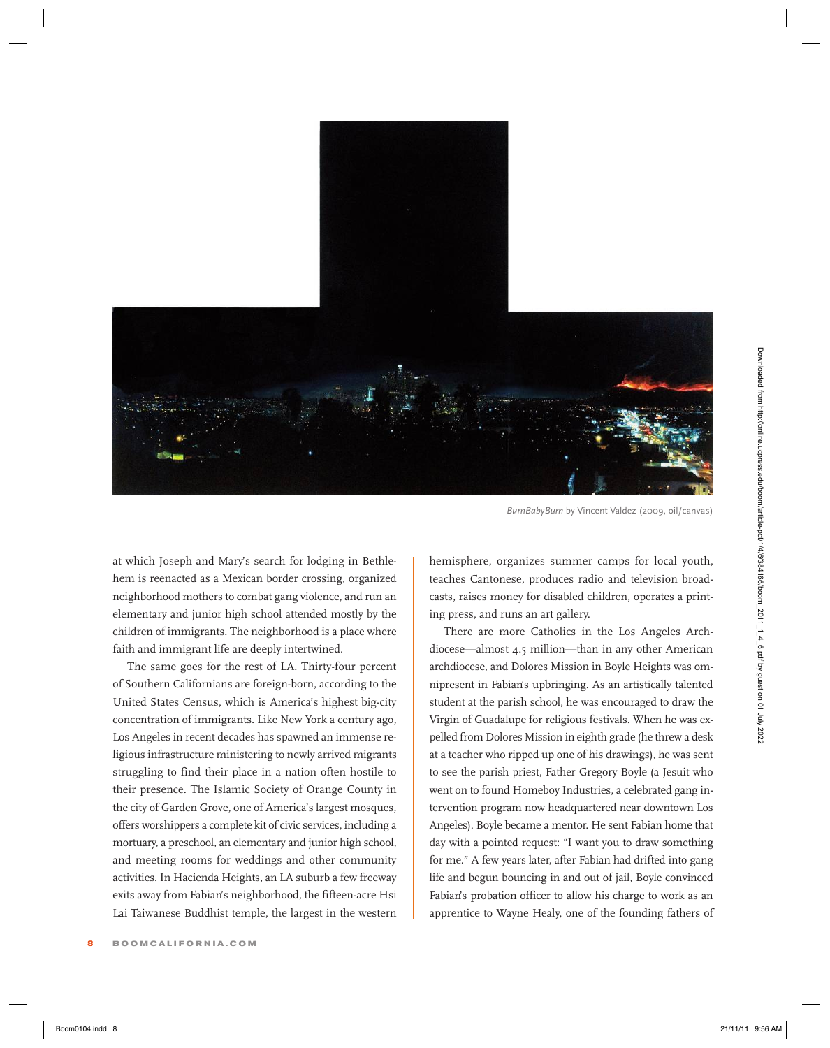*BurnBabyBurn* by Vincent Valdez (2009, oil/canvas)

at which Joseph and Mary's search for lodging in Bethlehem is reenacted as a Mexican border crossing, organized neighborhood mothers to combat gang violence, and run an elementary and junior high school attended mostly by the children of immigrants. The neighborhood is a place where faith and immigrant life are deeply intertwined.

The same goes for the rest of LA. Thirty-four percent of Southern Californians are foreign-born, according to the United States Census, which is America's highest big-city concentration of immigrants. Like New York a century ago, Los Angeles in recent decades has spawned an immense religious infrastructure ministering to newly arrived migrants struggling to find their place in a nation often hostile to their presence. The Islamic Society of Orange County in the city of Garden Grove, one of America's largest mosques, offers worshippers a complete kit of civic services, including a mortuary, a preschool, an elementary and junior high school, and meeting rooms for weddings and other community activities. In Hacienda Heights, an LA suburb a few freeway exits away from Fabian's neighborhood, the fifteen-acre Hsi Lai Taiwanese Buddhist temple, the largest in the western hemisphere, organizes summer camps for local youth, teaches Cantonese, produces radio and television broadcasts, raises money for disabled children, operates a printing press, and runs an art gallery.

There are more Catholics in the Los Angeles Archdiocese—almost 4.5 million—than in any other American archdiocese, and Dolores Mission in Boyle Heights was omnipresent in Fabian's upbringing. As an artistically talented student at the parish school, he was encouraged to draw the Virgin of Guadalupe for religious festivals. When he was expelled from Dolores Mission in eighth grade (he threw a desk at a teacher who ripped up one of his drawings), he was sent to see the parish priest, Father Gregory Boyle (a Jesuit who went on to found Homeboy Industries, a celebrated gang intervention program now headquartered near downtown Los Angeles). Boyle became a mentor. He sent Fabian home that day with a pointed request: "I want you to draw something for me." A few years later, after Fabian had drifted into gang life and begun bouncing in and out of jail, Boyle convinced Fabian's probation officer to allow his charge to work as an apprentice to Wayne Healy, one of the founding fathers of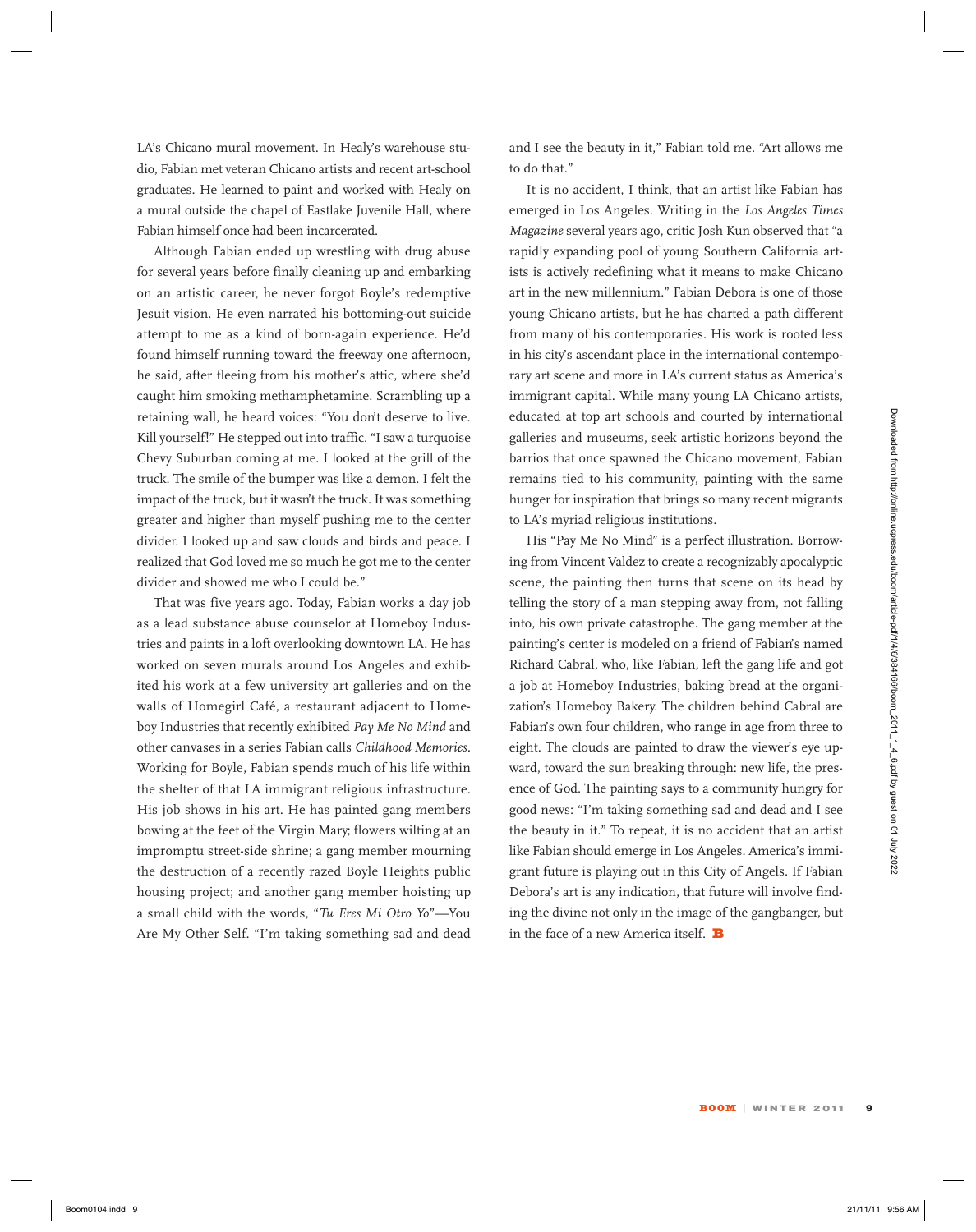LA's Chicano mural movement. In Healy's warehouse studio, Fabian met veteran Chicano artists and recent art-school graduates. He learned to paint and worked with Healy on a mural outside the chapel of Eastlake Juvenile Hall, where Fabian himself once had been incarcerated.

Although Fabian ended up wrestling with drug abuse for several years before finally cleaning up and embarking on an artistic career, he never forgot Boyle's redemptive Jesuit vision. He even narrated his bottoming-out suicide attempt to me as a kind of born-again experience. He'd found himself running toward the freeway one afternoon, he said, after fleeing from his mother's attic, where she'd caught him smoking methamphetamine. Scrambling up a retaining wall, he heard voices: "You don't deserve to live. Kill yourself!" He stepped out into traffic. "I saw a turquoise Chevy Suburban coming at me. I looked at the grill of the truck. The smile of the bumper was like a demon. I felt the impact of the truck, but it wasn't the truck. It was something greater and higher than myself pushing me to the center divider. I looked up and saw clouds and birds and peace. I realized that God loved me so much he got me to the center divider and showed me who I could be."

That was five years ago. Today, Fabian works a day job as a lead substance abuse counselor at Homeboy Industries and paints in a loft overlooking downtown LA. He has worked on seven murals around Los Angeles and exhibited his work at a few university art galleries and on the walls of Homegirl Café, a restaurant adjacent to Homeboy Industries that recently exhibited *Pay Me No Mind* and other canvases in a series Fabian calls *Childhood Memories*. Working for Boyle, Fabian spends much of his life within the shelter of that LA immigrant religious infrastructure. His job shows in his art. He has painted gang members bowing at the feet of the Virgin Mary; flowers wilting at an impromptu street-side shrine; a gang member mourning the destruction of a recently razed Boyle Heights public housing project; and another gang member hoisting up a small child with the words, "*Tu Eres Mi Otro Yo*"—You Are My Other Self. "I'm taking something sad and dead and I see the beauty in it," Fabian told me. "Art allows me to do that."

It is no accident, I think, that an artist like Fabian has emerged in Los Angeles. Writing in the *Los Angeles Times Magazine* several years ago, critic Josh Kun observed that "a rapidly expanding pool of young Southern California artists is actively redefining what it means to make Chicano art in the new millennium." Fabian Debora is one of those young Chicano artists, but he has charted a path different from many of his contemporaries. His work is rooted less in his city's ascendant place in the international contemporary art scene and more in LA's current status as America's immigrant capital. While many young LA Chicano artists, educated at top art schools and courted by international galleries and museums, seek artistic horizons beyond the barrios that once spawned the Chicano movement, Fabian remains tied to his community, painting with the same hunger for inspiration that brings so many recent migrants to LA's myriad religious institutions.

His "Pay Me No Mind" is a perfect illustration. Borrowing from Vincent Valdez to create a recognizably apocalyptic scene, the painting then turns that scene on its head by telling the story of a man stepping away from, not falling into, his own private catastrophe. The gang member at the painting's center is modeled on a friend of Fabian's named Richard Cabral, who, like Fabian, left the gang life and got a job at Homeboy Industries, baking bread at the organization's Homeboy Bakery. The children behind Cabral are Fabian's own four children, who range in age from three to eight. The clouds are painted to draw the viewer's eye upward, toward the sun breaking through: new life, the presence of God. The painting says to a community hungry for good news: "I'm taking something sad and dead and I see the beauty in it." To repeat, it is no accident that an artist like Fabian should emerge in Los Angeles. America's immigrant future is playing out in this City of Angels. If Fabian Debora's art is any indication, that future will involve finding the divine not only in the image of the gangbanger, but in the face of a new America itself. **B**